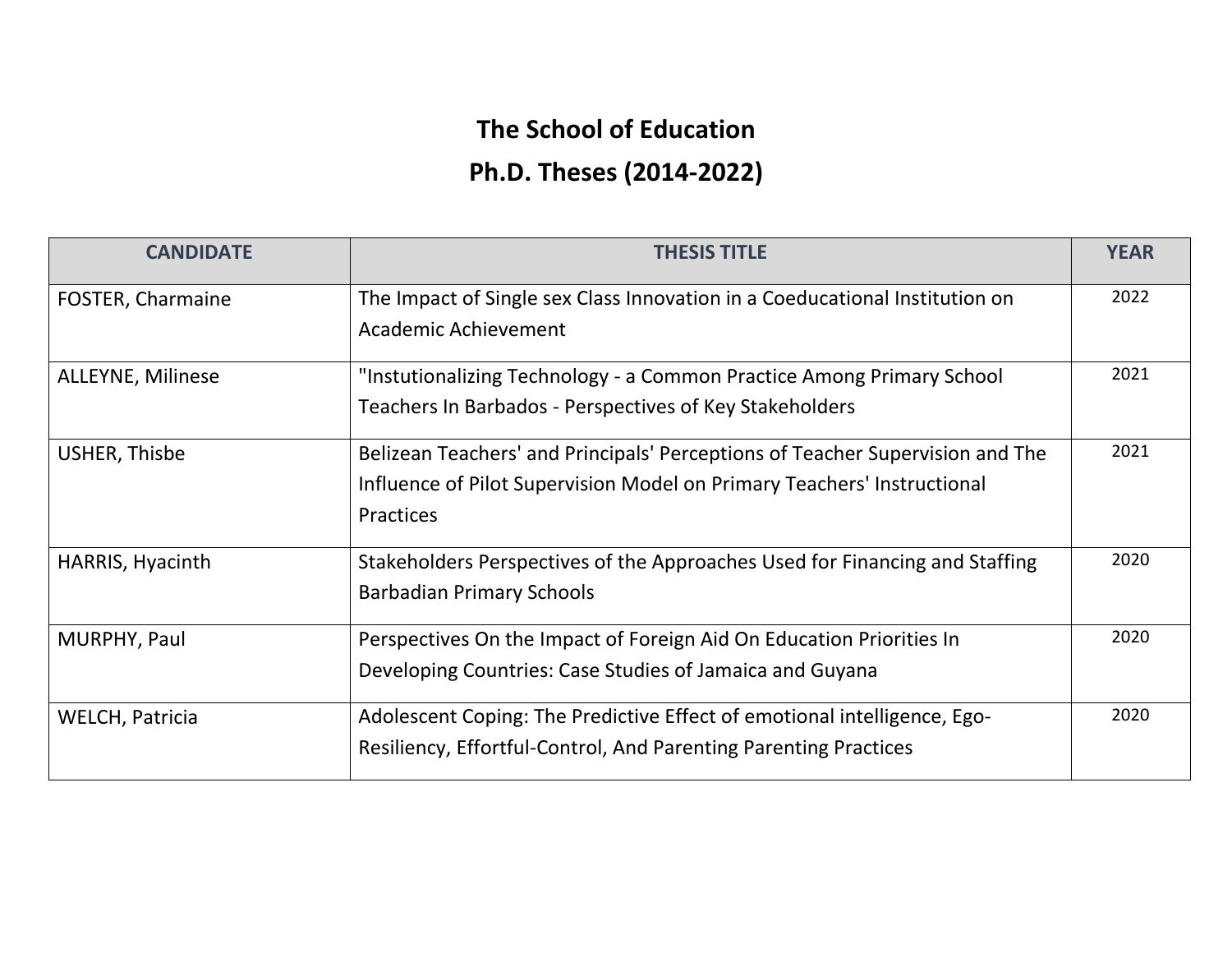# The School of Education

## Ph.D. Theses (2014-2022)

| CANDIDATE | THESIS TITLE | YEAR |
|---|---|---|
| FOSTER, Charmaine | The Impact of Single sex Class Innovation in a Coeducational Institution on Academic Achievement | 2022 |
| ALLEYNE, Milinese | "Instutionalizing Technology - a Common Practice Among Primary School Teachers In Barbados - Perspectives of Key Stakeholders | 2021 |
| USHER, Thisbe | Belizean Teachers' and Principals' Perceptions of Teacher Supervision and The Influence of Pilot Supervision Model on Primary Teachers' Instructional Practices | 2021 |
| HARRIS, Hyacinth | Stakeholders Perspectives of the Approaches Used for Financing and Staffing Barbadian Primary Schools | 2020 |
| MURPHY, Paul | Perspectives On the Impact of Foreign Aid On Education Priorities In Developing Countries: Case Studies of Jamaica and Guyana | 2020 |
| WELCH, Patricia | Adolescent Coping: The Predictive Effect of emotional intelligence, Ego-Resiliency, Effortful-Control, And Parenting Parenting Practices | 2020 |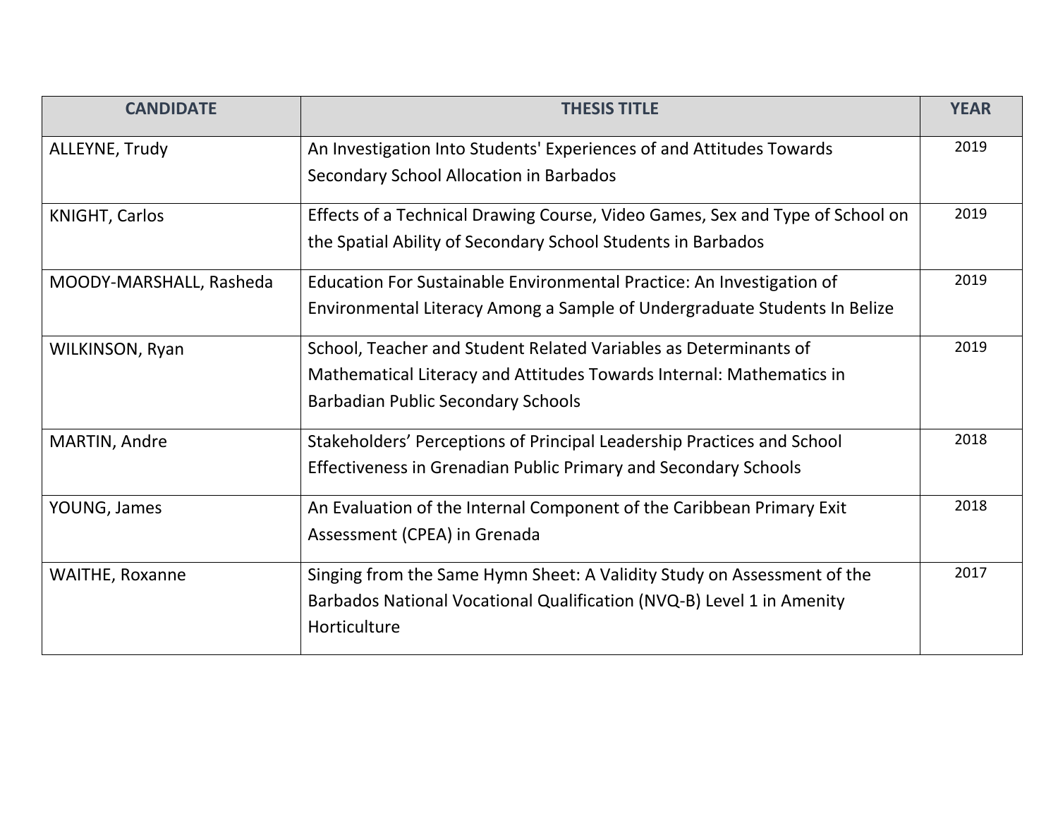| CANDIDATE | THESIS TITLE | YEAR |
| --- | --- | --- |
| ALLEYNE, Trudy | An Investigation Into Students' Experiences of and Attitudes Towards Secondary School Allocation in Barbados | 2019 |
| KNIGHT, Carlos | Effects of a Technical Drawing Course, Video Games, Sex and Type of School on the Spatial Ability of Secondary School Students in Barbados | 2019 |
| MOODY-MARSHALL, Rasheda | Education For Sustainable Environmental Practice: An Investigation of Environmental Literacy Among a Sample of Undergraduate Students In Belize | 2019 |
| WILKINSON, Ryan | School, Teacher and Student Related Variables as Determinants of Mathematical Literacy and Attitudes Towards Internal: Mathematics in Barbadian Public Secondary Schools | 2019 |
| MARTIN, Andre | Stakeholders' Perceptions of Principal Leadership Practices and School Effectiveness in Grenadian Public Primary and Secondary Schools | 2018 |
| YOUNG, James | An Evaluation of the Internal Component of the Caribbean Primary Exit Assessment (CPEA) in Grenada | 2018 |
| WAITHE, Roxanne | Singing from the Same Hymn Sheet: A Validity Study on Assessment of the Barbados National Vocational Qualification (NVQ-B) Level 1 in Amenity Horticulture | 2017 |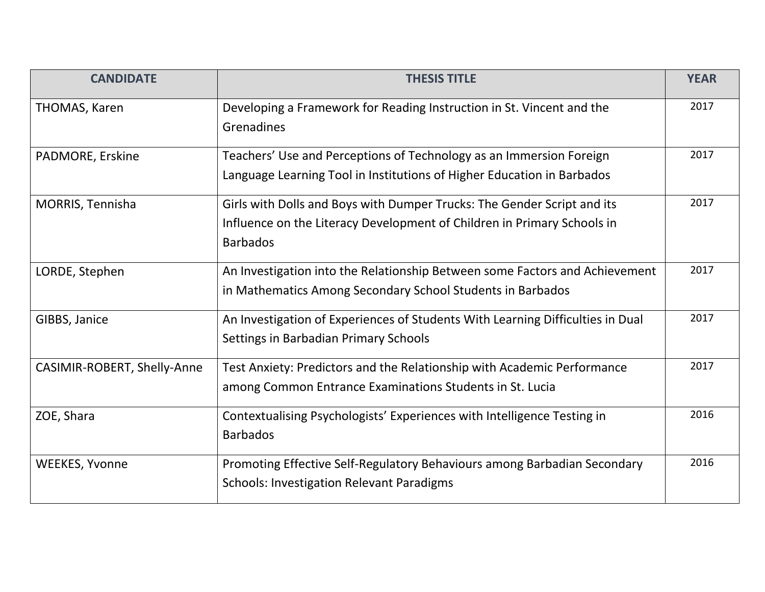| CANDIDATE | THESIS TITLE | YEAR |
| --- | --- | --- |
| THOMAS, Karen | Developing a Framework for Reading Instruction in St. Vincent and the Grenadines | 2017 |
| PADMORE, Erskine | Teachers' Use and Perceptions of Technology as an Immersion Foreign Language Learning Tool in Institutions of Higher Education in Barbados | 2017 |
| MORRIS, Tennisha | Girls with Dolls and Boys with Dumper Trucks: The Gender Script and its Influence on the Literacy Development of Children in Primary Schools in Barbados | 2017 |
| LORDE, Stephen | An Investigation into the Relationship Between some Factors and Achievement in Mathematics Among Secondary School Students in Barbados | 2017 |
| GIBBS, Janice | An Investigation of Experiences of Students With Learning Difficulties in Dual Settings in Barbadian Primary Schools | 2017 |
| CASIMIR-ROBERT, Shelly-Anne | Test Anxiety: Predictors and the Relationship with Academic Performance among Common Entrance Examinations Students in St. Lucia | 2017 |
| ZOE, Shara | Contextualising Psychologists' Experiences with Intelligence Testing in Barbados | 2016 |
| WEEKES, Yvonne | Promoting Effective Self-Regulatory Behaviours among Barbadian Secondary Schools: Investigation Relevant Paradigms | 2016 |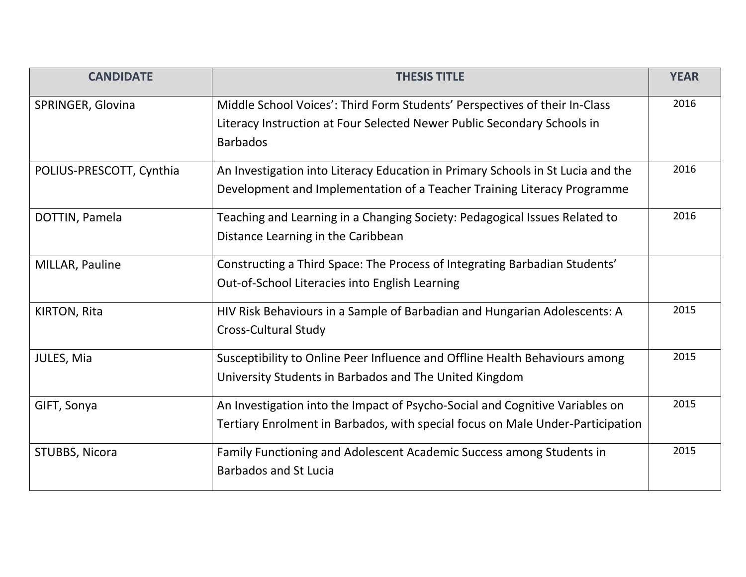| CANDIDATE | THESIS TITLE | YEAR |
| --- | --- | --- |
| SPRINGER, Glovina | Middle School Voices': Third Form Students' Perspectives of their In-Class Literacy Instruction at Four Selected Newer Public Secondary Schools in Barbados | 2016 |
| POLIUS-PRESCOTT, Cynthia | An Investigation into Literacy Education in Primary Schools in St Lucia and the Development and Implementation of a Teacher Training Literacy Programme | 2016 |
| DOTTIN, Pamela | Teaching and Learning in a Changing Society: Pedagogical Issues Related to Distance Learning in the Caribbean | 2016 |
| MILLAR, Pauline | Constructing a Third Space: The Process of Integrating Barbadian Students' Out-of-School Literacies into English Learning | |
| KIRTON, Rita | HIV Risk Behaviours in a Sample of Barbadian and Hungarian Adolescents: A Cross-Cultural Study | 2015 |
| JULES, Mia | Susceptibility to Online Peer Influence and Offline Health Behaviours among University Students in Barbados and The United Kingdom | 2015 |
| GIFT, Sonya | An Investigation into the Impact of Psycho-Social and Cognitive Variables on Tertiary Enrolment in Barbados, with special focus on Male Under-Participation | 2015 |
| STUBBS, Nicora | Family Functioning and Adolescent Academic Success among Students in Barbados and St Lucia | 2015 |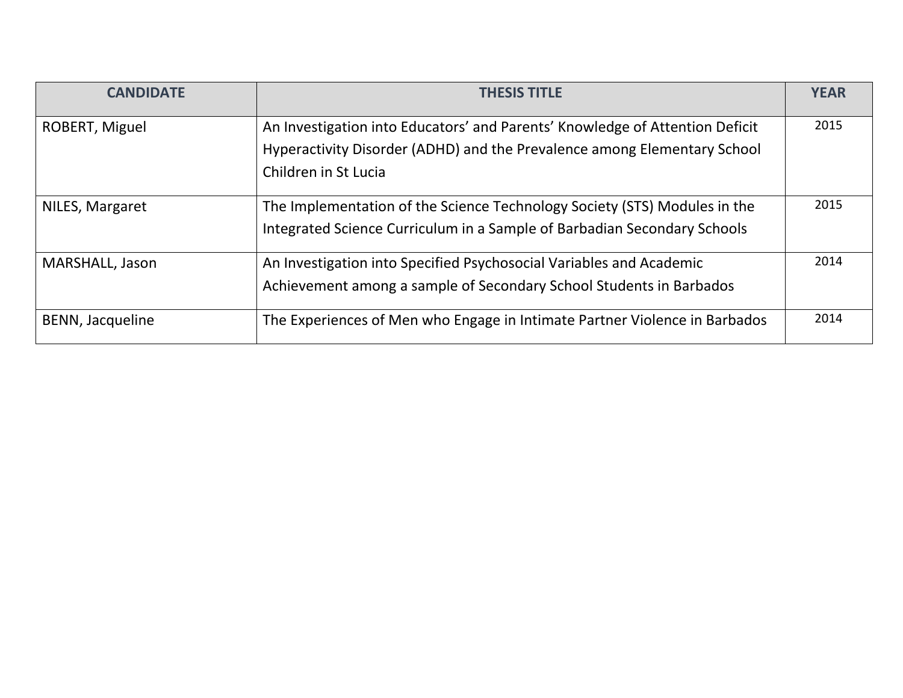| CANDIDATE | THESIS TITLE | YEAR |
|---|---|---|
| ROBERT, Miguel | An Investigation into Educators' and Parents' Knowledge of Attention Deficit Hyperactivity Disorder (ADHD) and the Prevalence among Elementary School Children in St Lucia | 2015 |
| NILES, Margaret | The Implementation of the Science Technology Society (STS) Modules in the Integrated Science Curriculum in a Sample of Barbadian Secondary Schools | 2015 |
| MARSHALL, Jason | An Investigation into Specified Psychosocial Variables and Academic Achievement among a sample of Secondary School Students in Barbados | 2014 |
| BENN, Jacqueline | The Experiences of Men who Engage in Intimate Partner Violence in Barbados | 2014 |